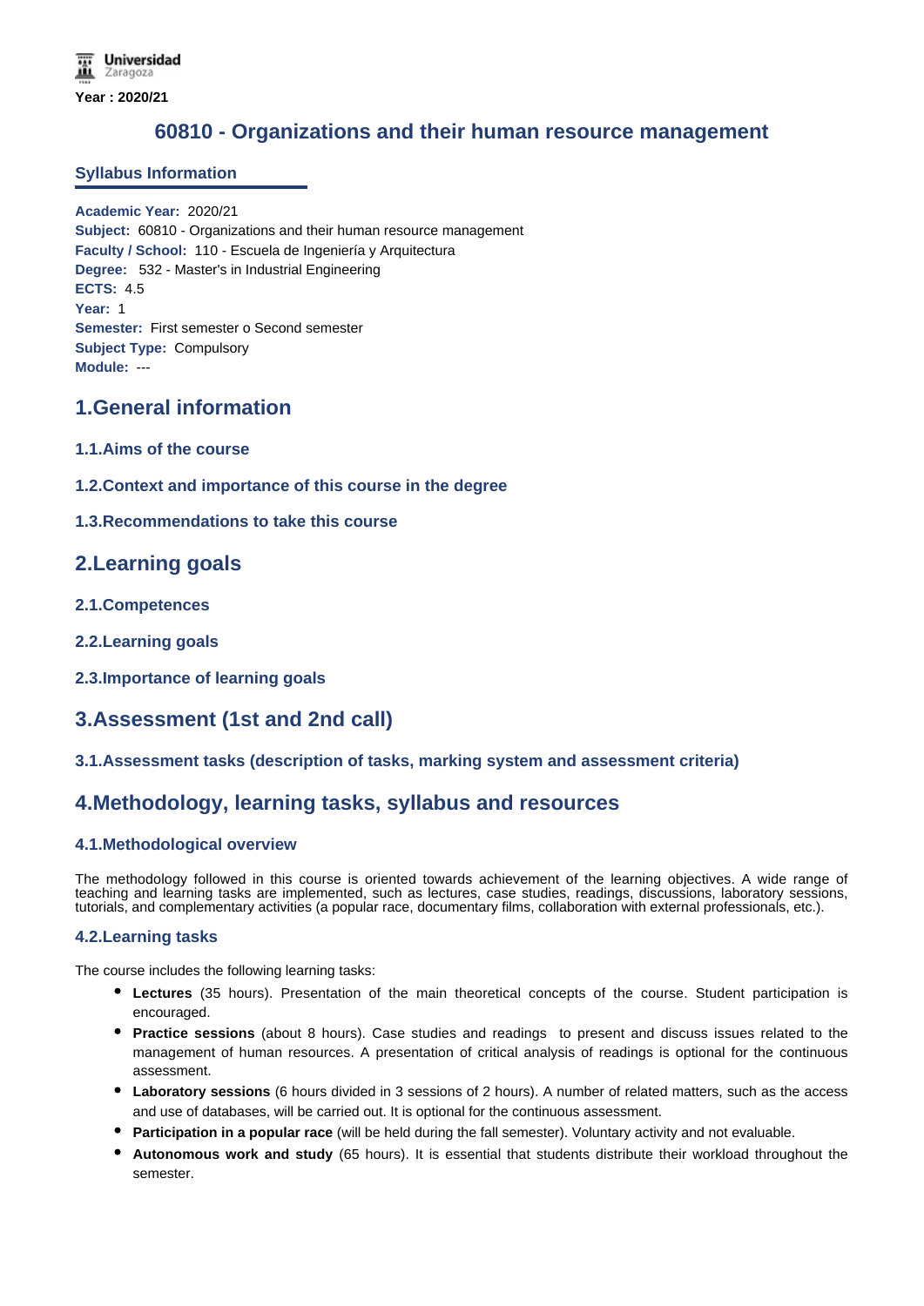Universidad Zaragoza

**Year : 2020/21**

# 60810 - Organizations and their human resource management

## Syllabus Information

**Academic Year:** 2020/21
**Subject:** 60810 - Organizations and their human resource management
**Faculty / School:** 110 - Escuela de Ingeniería y Arquitectura
**Degree:** 532 - Master's in Industrial Engineering
**ECTS:** 4.5
**Year:** 1
**Semester:** First semester o Second semester
**Subject Type:** Compulsory
**Module:** ---

## 1.General information

### 1.1.Aims of the course

### 1.2.Context and importance of this course in the degree

### 1.3.Recommendations to take this course

## 2.Learning goals

### 2.1.Competences

### 2.2.Learning goals

### 2.3.Importance of learning goals

## 3.Assessment (1st and 2nd call)

### 3.1.Assessment tasks (description of tasks, marking system and assessment criteria)

## 4.Methodology, learning tasks, syllabus and resources

### 4.1.Methodological overview

The methodology followed in this course is oriented towards achievement of the learning objectives. A wide range of teaching and learning tasks are implemented, such as lectures, case studies, readings, discussions, laboratory sessions, tutorials, and complementary activities (a popular race, documentary films, collaboration with external professionals, etc.).

### 4.2.Learning tasks

The course includes the following learning tasks:

- **Lectures** (35 hours). Presentation of the main theoretical concepts of the course. Student participation is encouraged.
- **Practice sessions** (about 8 hours). Case studies and readings to present and discuss issues related to the management of human resources. A presentation of critical analysis of readings is optional for the continuous assessment.
- **Laboratory sessions** (6 hours divided in 3 sessions of 2 hours). A number of related matters, such as the access and use of databases, will be carried out. It is optional for the continuous assessment.
- **Participation in a popular race** (will be held during the fall semester). Voluntary activity and not evaluable.
- **Autonomous work and study** (65 hours). It is essential that students distribute their workload throughout the semester.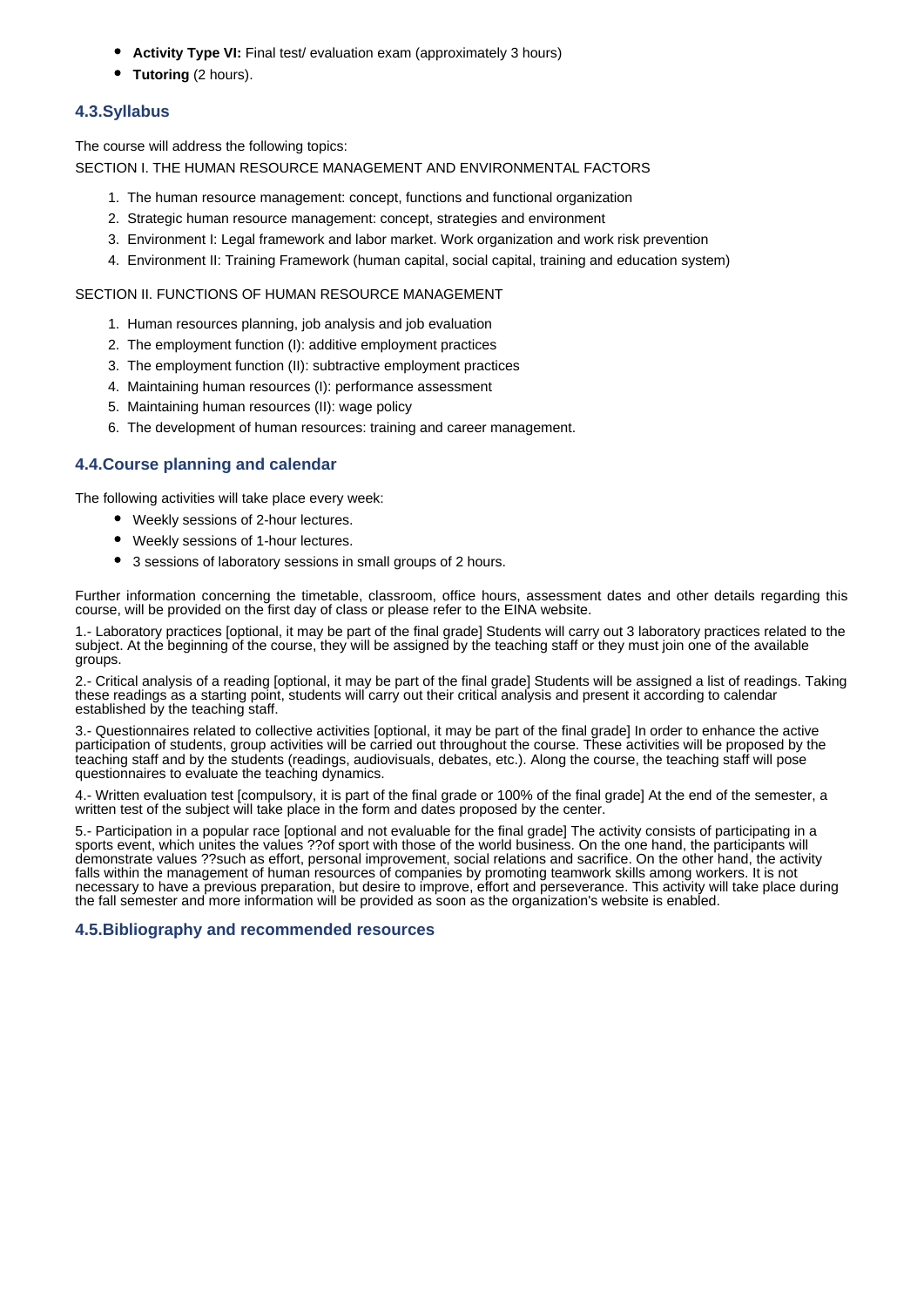- **Activity Type VI:** Final test/ evaluation exam (approximately 3 hours)
- **Tutoring** (2 hours).

## 4.3.Syllabus

The course will address the following topics:

SECTION I. THE HUMAN RESOURCE MANAGEMENT AND ENVIRONMENTAL FACTORS

1. The human resource management: concept, functions and functional organization
2. Strategic human resource management: concept, strategies and environment
3. Environment I: Legal framework and labor market. Work organization and work risk prevention
4. Environment II: Training Framework (human capital, social capital, training and education system)

SECTION II. FUNCTIONS OF HUMAN RESOURCE MANAGEMENT

1. Human resources planning, job analysis and job evaluation
2. The employment function (I): additive employment practices
3. The employment function (II): subtractive employment practices
4. Maintaining human resources (I): performance assessment
5. Maintaining human resources (II): wage policy
6. The development of human resources: training and career management.

## 4.4.Course planning and calendar

The following activities will take place every week:

- Weekly sessions of 2-hour lectures.
- Weekly sessions of 1-hour lectures.
- 3 sessions of laboratory sessions in small groups of 2 hours.

Further information concerning the timetable, classroom, office hours, assessment dates and other details regarding this course, will be provided on the first day of class or please refer to the EINA website.

1.- Laboratory practices [optional, it may be part of the final grade] Students will carry out 3 laboratory practices related to the subject. At the beginning of the course, they will be assigned by the teaching staff or they must join one of the available groups.

2.- Critical analysis of a reading [optional, it may be part of the final grade] Students will be assigned a list of readings. Taking these readings as a starting point, students will carry out their critical analysis and present it according to calendar established by the teaching staff.

3.- Questionnaires related to collective activities [optional, it may be part of the final grade] In order to enhance the active participation of students, group activities will be carried out throughout the course. These activities will be proposed by the teaching staff and by the students (readings, audiovisuals, debates, etc.). Along the course, the teaching staff will pose questionnaires to evaluate the teaching dynamics.

4.- Written evaluation test [compulsory, it is part of the final grade or 100% of the final grade] At the end of the semester, a written test of the subject will take place in the form and dates proposed by the center.

5.- Participation in a popular race [optional and not evaluable for the final grade] The activity consists of participating in a sports event, which unites the values ??of sport with those of the world business. On the one hand, the participants will demonstrate values ??such as effort, personal improvement, social relations and sacrifice. On the other hand, the activity falls within the management of human resources of companies by promoting teamwork skills among workers. It is not necessary to have a previous preparation, but desire to improve, effort and perseverance. This activity will take place during the fall semester and more information will be provided as soon as the organization's website is enabled.

## 4.5.Bibliography and recommended resources